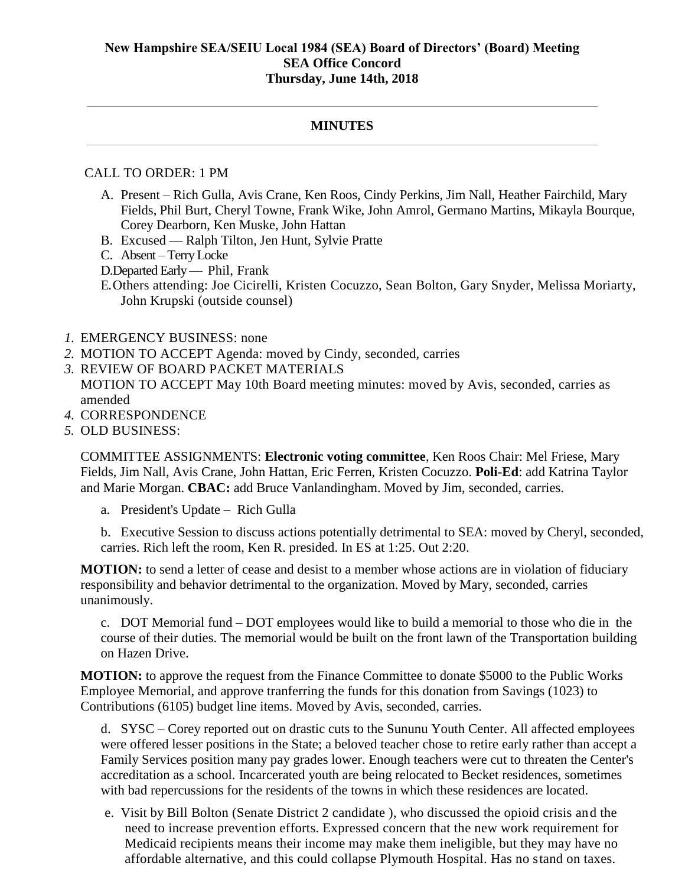**New Hampshire SEA/SEIU Local 1984 (SEA) Board of Directors' (Board) Meeting**
**SEA Office Concord**
**Thursday, June 14th, 2018**

---

## MINUTES

---

CALL TO ORDER: 1 PM

A. Present – Rich Gulla, Avis Crane, Ken Roos, Cindy Perkins, Jim Nall, Heather Fairchild, Mary Fields, Phil Burt, Cheryl Towne, Frank Wike, John Amrol, Germano Martins, Mikayla Bourque, Corey Dearborn, Ken Muske, John Hattan
B. Excused — Ralph Tilton, Jen Hunt, Sylvie Pratte
C. Absent – Terry Locke
D. Departed Early — Phil, Frank
E. Others attending: Joe Cicirelli, Kristen Cocuzzo, Sean Bolton, Gary Snyder, Melissa Moriarty, John Krupski (outside counsel)

1. EMERGENCY BUSINESS: none
2. MOTION TO ACCEPT Agenda: moved by Cindy, seconded, carries
3. REVIEW OF BOARD PACKET MATERIALS
   MOTION TO ACCEPT May 10th Board meeting minutes: moved by Avis, seconded, carries as amended
4. CORRESPONDENCE
5. OLD BUSINESS:

COMMITTEE ASSIGNMENTS: **Electronic voting committee**, Ken Roos Chair: Mel Friese, Mary Fields, Jim Nall, Avis Crane, John Hattan, Eric Ferren, Kristen Cocuzzo. **Poli-Ed**: add Katrina Taylor and Marie Morgan. **CBAC:** add Bruce Vanlandingham. Moved by Jim, seconded, carries.

a. President's Update – Rich Gulla

b. Executive Session to discuss actions potentially detrimental to SEA: moved by Cheryl, seconded, carries. Rich left the room, Ken R. presided. In ES at 1:25. Out 2:20.

**MOTION:** to send a letter of cease and desist to a member whose actions are in violation of fiduciary responsibility and behavior detrimental to the organization. Moved by Mary, seconded, carries unanimously.

c. DOT Memorial fund – DOT employees would like to build a memorial to those who die in the course of their duties. The memorial would be built on the front lawn of the Transportation building on Hazen Drive.

**MOTION:** to approve the request from the Finance Committee to donate $5000 to the Public Works Employee Memorial, and approve tranferring the funds for this donation from Savings (1023) to Contributions (6105) budget line items. Moved by Avis, seconded, carries.

d. SYSC – Corey reported out on drastic cuts to the Sununu Youth Center. All affected employees were offered lesser positions in the State; a beloved teacher chose to retire early rather than accept a Family Services position many pay grades lower. Enough teachers were cut to threaten the Center's accreditation as a school. Incarcerated youth are being relocated to Becket residences, sometimes with bad repercussions for the residents of the towns in which these residences are located.

e. Visit by Bill Bolton (Senate District 2 candidate ), who discussed the opioid crisis and the need to increase prevention efforts. Expressed concern that the new work requirement for Medicaid recipients means their income may make them ineligible, but they may have no affordable alternative, and this could collapse Plymouth Hospital. Has no stand on taxes.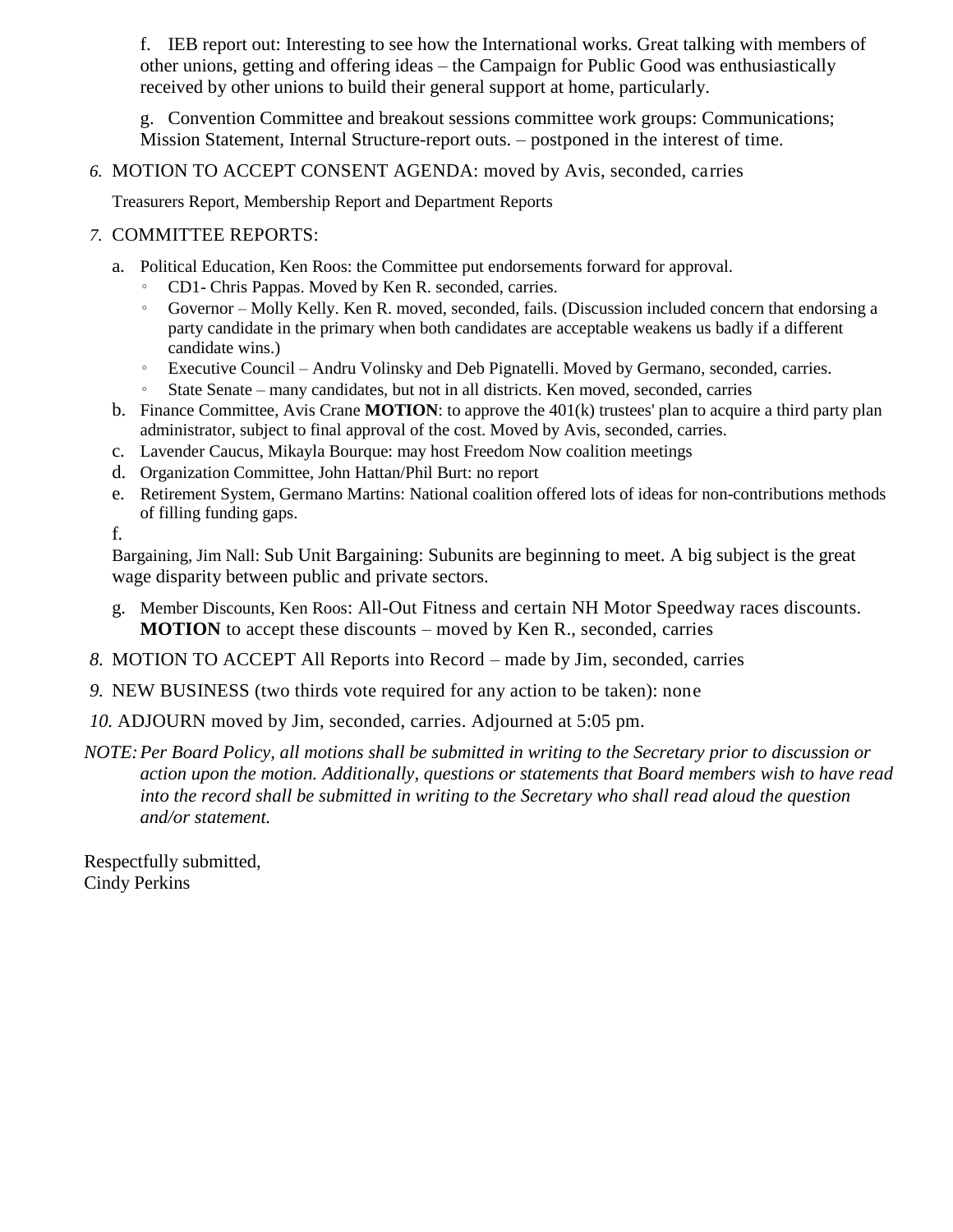f. IEB report out: Interesting to see how the International works. Great talking with members of other unions, getting and offering ideas – the Campaign for Public Good was enthusiastically received by other unions to build their general support at home, particularly.

g. Convention Committee and breakout sessions committee work groups: Communications; Mission Statement, Internal Structure-report outs. – postponed in the interest of time.

6. MOTION TO ACCEPT CONSENT AGENDA: moved by Avis, seconded, carries

   Treasurers Report, Membership Report and Department Reports

7. COMMITTEE REPORTS:

   a. Political Education, Ken Roos: the Committee put endorsements forward for approval.
      - CD1- Chris Pappas. Moved by Ken R. seconded, carries.
      - Governor – Molly Kelly. Ken R. moved, seconded, fails. (Discussion included concern that endorsing a party candidate in the primary when both candidates are acceptable weakens us badly if a different candidate wins.)
      - Executive Council – Andru Volinsky and Deb Pignatelli. Moved by Germano, seconded, carries.
      - State Senate – many candidates, but not in all districts. Ken moved, seconded, carries
   b. Finance Committee, Avis Crane **MOTION**: to approve the 401(k) trustees' plan to acquire a third party plan administrator, subject to final approval of the cost. Moved by Avis, seconded, carries.
   c. Lavender Caucus, Mikayla Bourque: may host Freedom Now coalition meetings
   d. Organization Committee, John Hattan/Phil Burt: no report
   e. Retirement System, Germano Martins: National coalition offered lots of ideas for non-contributions methods of filling funding gaps.
   f. Bargaining, Jim Nall: Sub Unit Bargaining: Subunits are beginning to meet. A big subject is the great wage disparity between public and private sectors.
   g. Member Discounts, Ken Roos: All-Out Fitness and certain NH Motor Speedway races discounts. **MOTION** to accept these discounts – moved by Ken R., seconded, carries

8. MOTION TO ACCEPT All Reports into Record – made by Jim, seconded, carries

9. NEW BUSINESS (two thirds vote required for any action to be taken): none

10. ADJOURN moved by Jim, seconded, carries. Adjourned at 5:05 pm.

*NOTE: Per Board Policy, all motions shall be submitted in writing to the Secretary prior to discussion or action upon the motion. Additionally, questions or statements that Board members wish to have read into the record shall be submitted in writing to the Secretary who shall read aloud the question and/or statement.*

Respectfully submitted,
Cindy Perkins